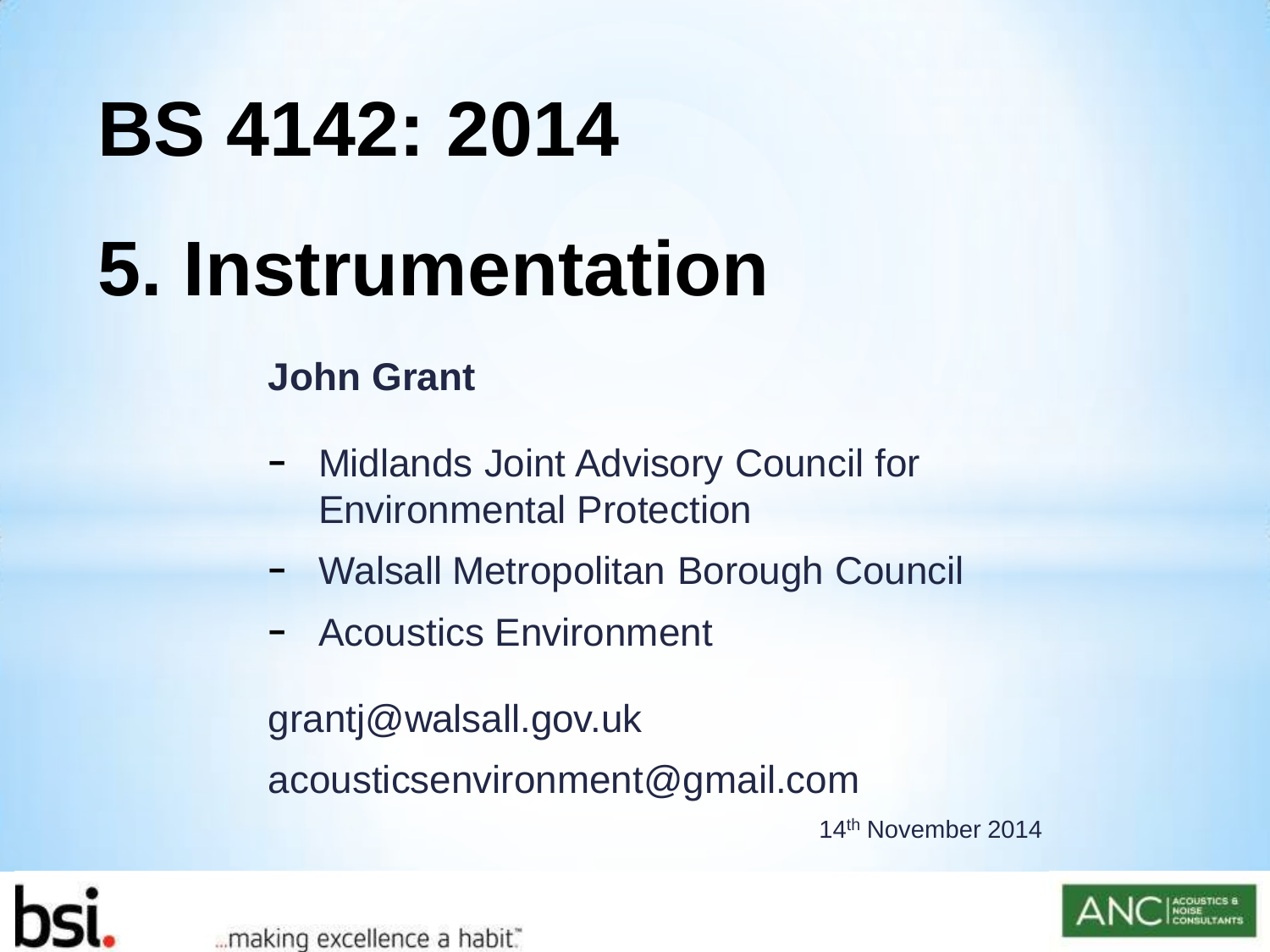# BS 4142: 2014

# 5. Instrumentation

**John Grant**

- Midlands Joint Advisory Council for Environmental Protection
- Walsall Metropolitan Borough Council
- Acoustics Environment

grantj@walsall.gov.uk

acousticsenvironment@gmail.com

14th November 2014

bsi. ...making excellence a habit.™

ANC ACOUSTICS & NOISE CONSULTANTS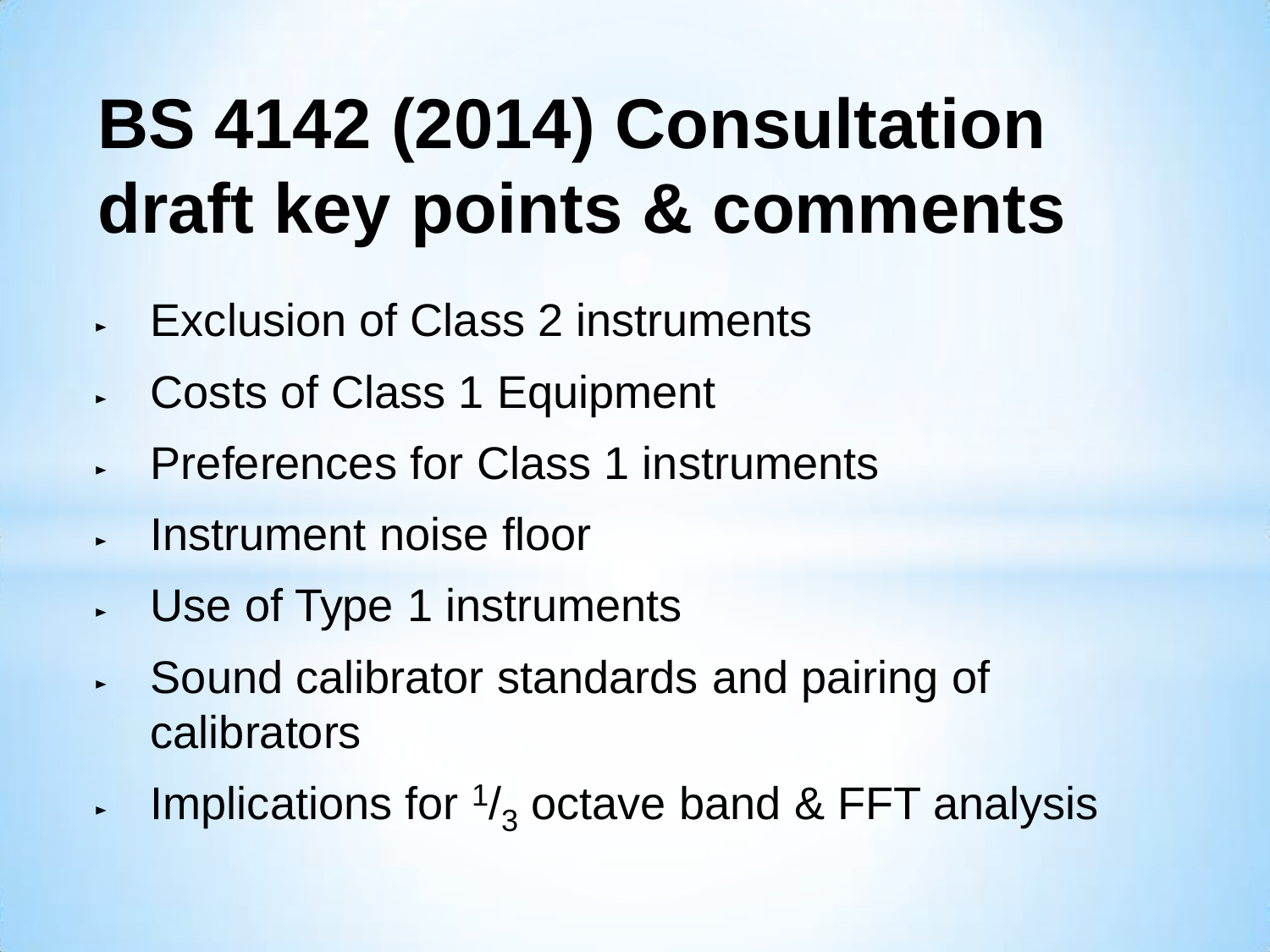# BS 4142 (2014) Consultation draft key points & comments

- Exclusion of Class 2 instruments
- Costs of Class 1 Equipment
- Preferences for Class 1 instruments
- Instrument noise floor
- Use of Type 1 instruments
- Sound calibrator standards and pairing of calibrators
- Implications for $^{1}/_{3}$ octave band & FFT analysis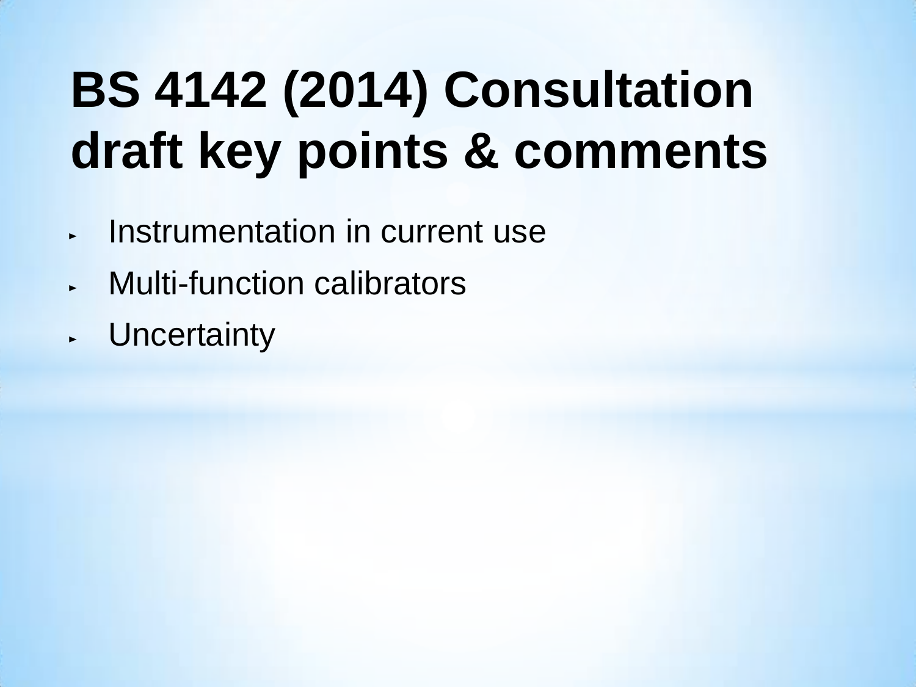# BS 4142 (2014) Consultation draft key points & comments

- Instrumentation in current use
- Multi-function calibrators
- Uncertainty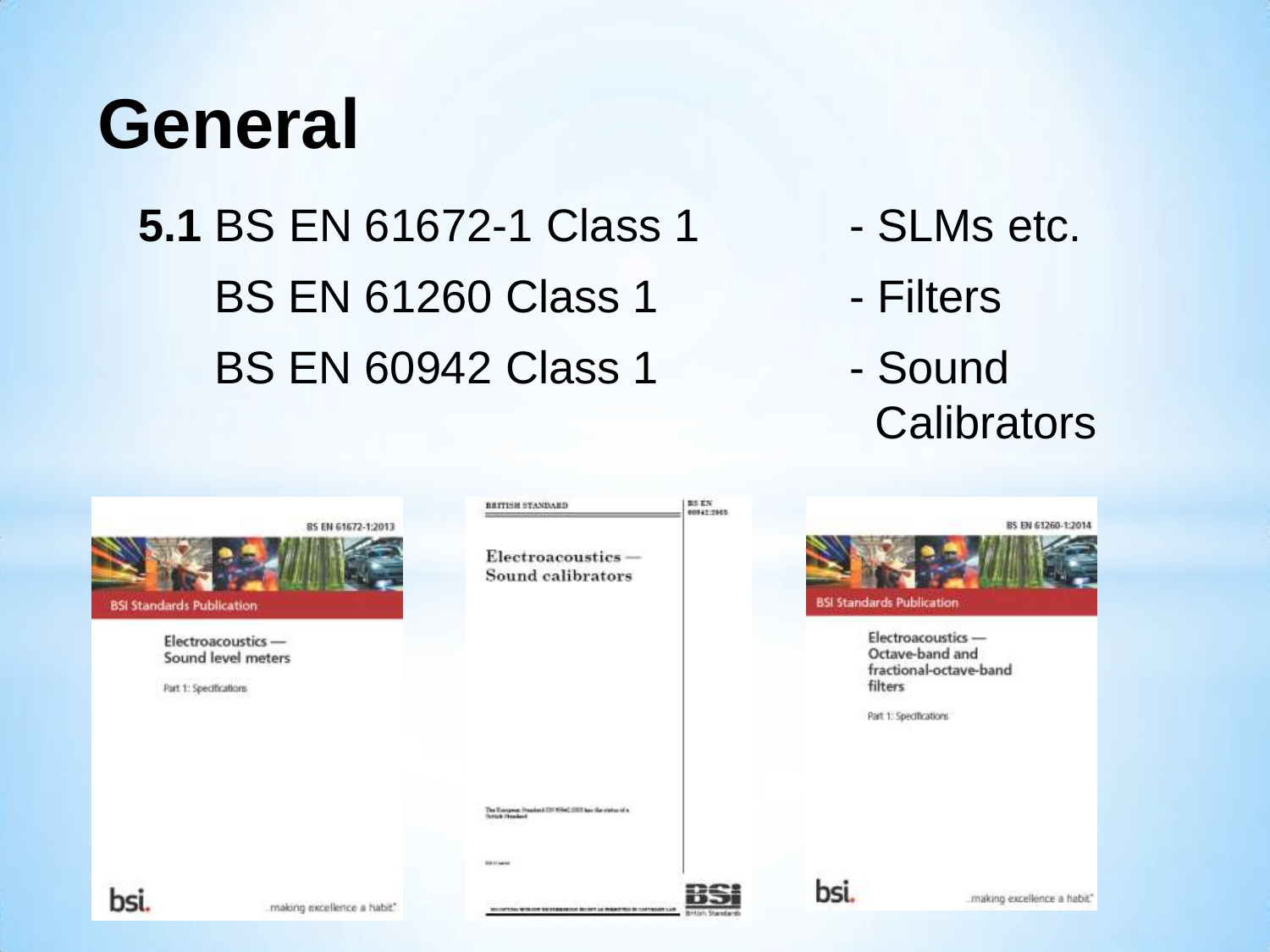# General

**5.1** BS EN 61672-1 Class 1 - SLMs etc.

BS EN 61260 Class 1 - Filters

BS EN 60942 Class 1 - Sound Calibrators

BS EN 61672-1:2013

BSI Standards Publication

Electroacoustics — Sound level meters

Part 1: Specifications

BRITISH STANDARD

BS EN 60942:2003

Electroacoustics — Sound calibrators

BS EN 61260-1:2014

BSI Standards Publication

Electroacoustics — Octave-band and fractional-octave-band filters

Part 1: Specifications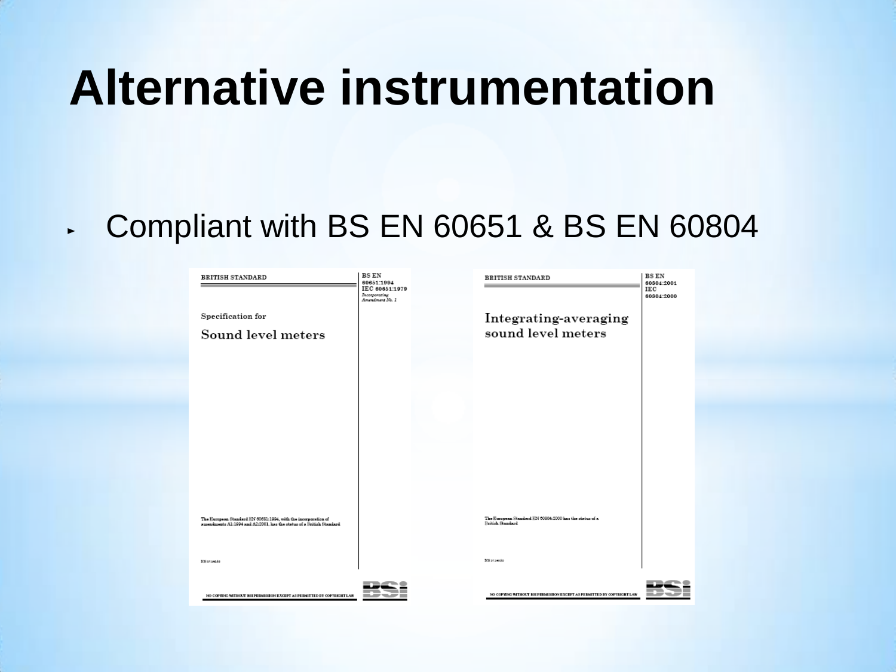# Alternative instrumentation

- Compliant with BS EN 60651 & BS EN 60804

BRITISH STANDARD

BS EN 60651:1994
IEC 60651:1979
*Incorporating Amendment No. 1*

Specification for

Sound level meters

The European Standard EN 60651:1994, with the incorporation of amendments A1:1994 and A2:2001, has the status of a British Standard

NO COPYING WITHOUT BSI PERMISSION EXCEPT AS PERMITTED BY COPYRIGHT LAW

BRITISH STANDARD

BS EN 60804:2001
IEC 60804:2000

Integrating-averaging sound level meters

The European Standard EN 60804:2000 has the status of a British Standard

NO COPYING WITHOUT BSI PERMISSION EXCEPT AS PERMITTED BY COPYRIGHT LAW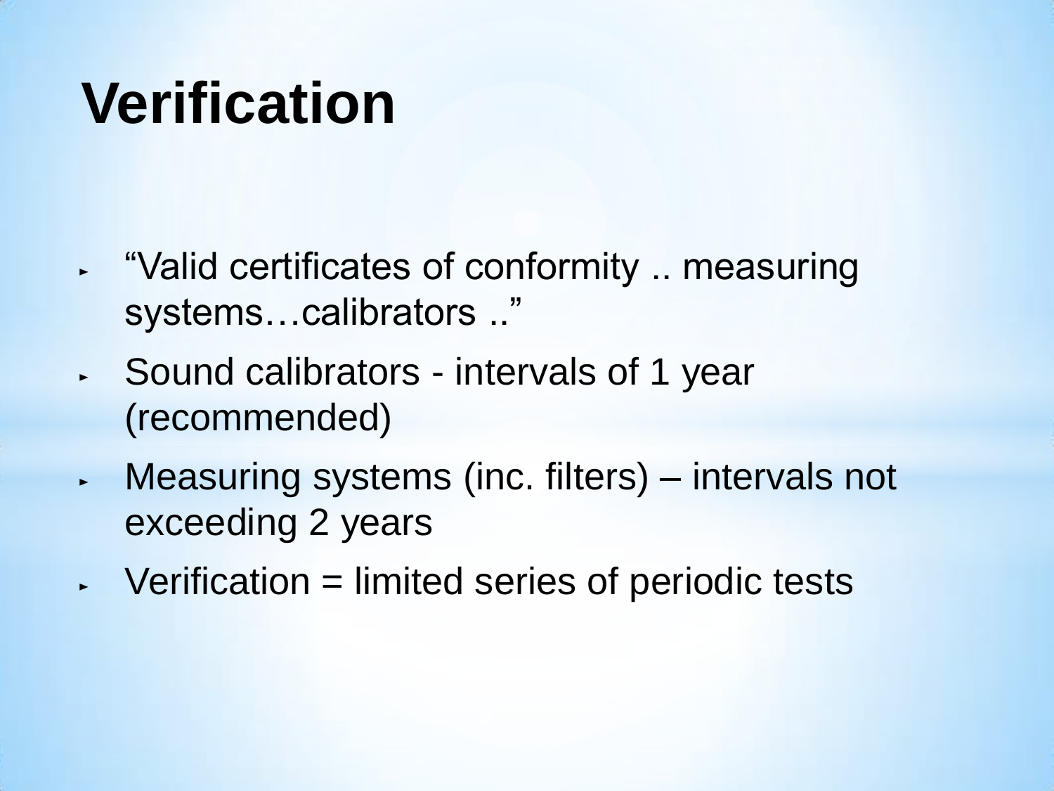# Verification

- "Valid certificates of conformity .. measuring systems…calibrators .."
- Sound calibrators - intervals of 1 year (recommended)
- Measuring systems (inc. filters) – intervals not exceeding 2 years
- Verification = limited series of periodic tests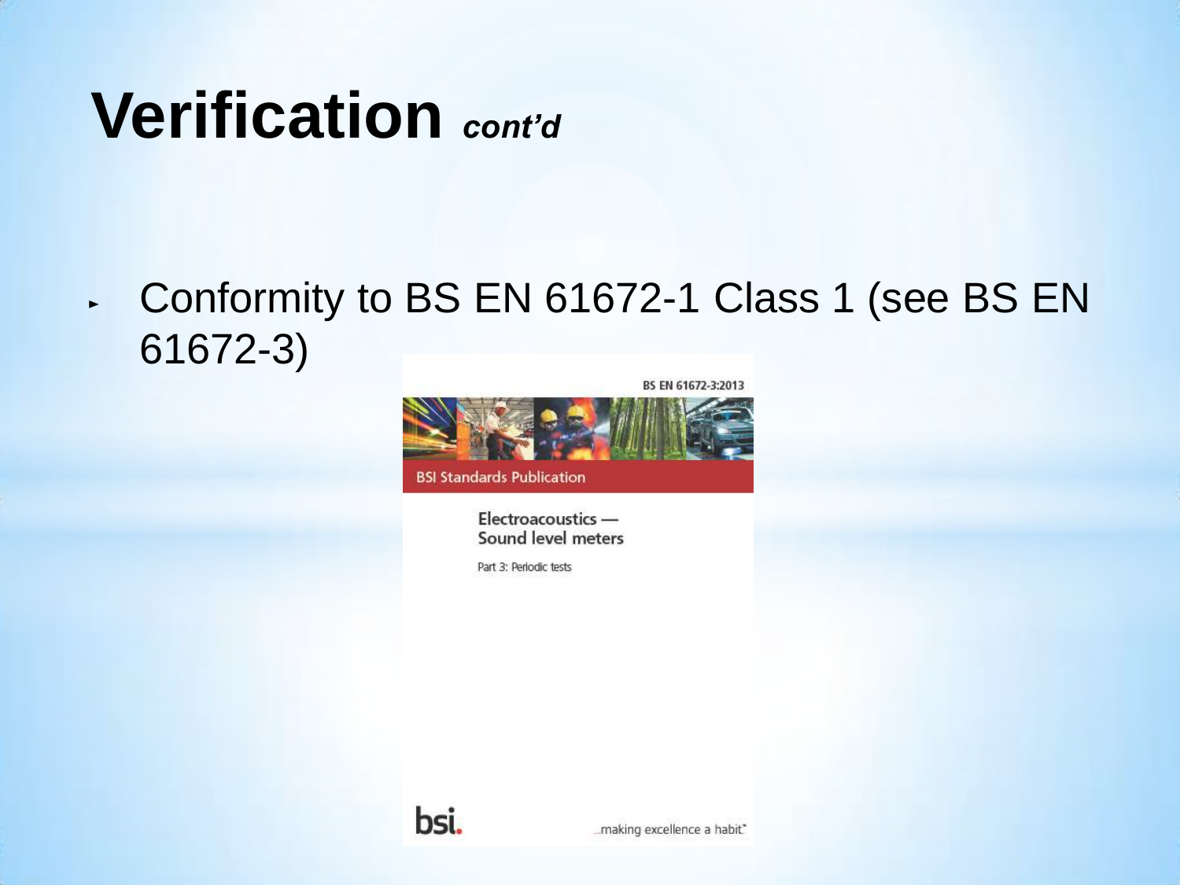# Verification *cont'd*

- Conformity to BS EN 61672-1 Class 1 (see BS EN 61672-3)

BS EN 61672-3:2013

BSI Standards Publication

Electroacoustics — Sound level meters

Part 3: Periodic tests

bsi.

...making excellence a habit.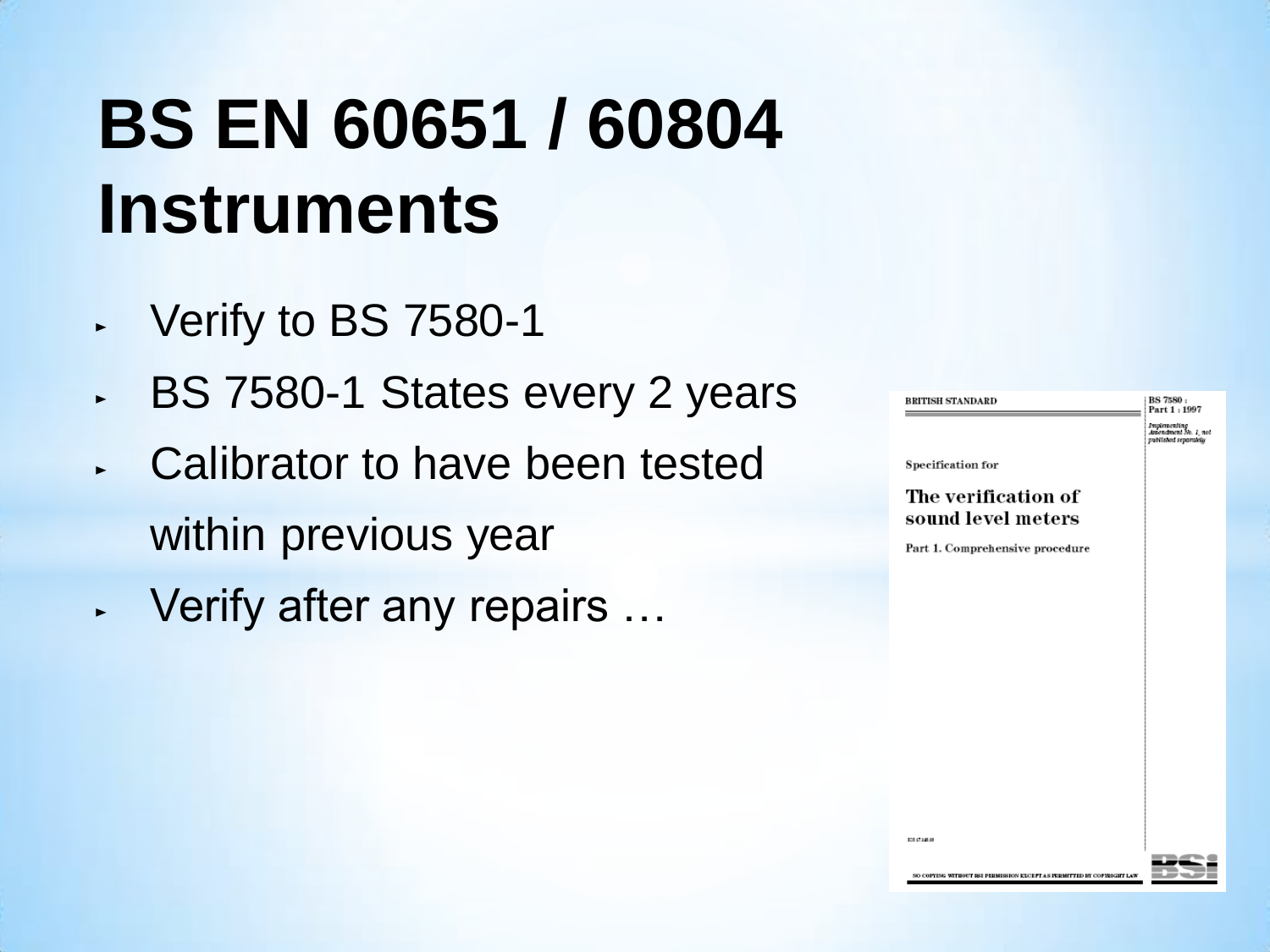# BS EN 60651 / 60804 Instruments

- Verify to BS 7580-1
- BS 7580-1 States every 2 years
- Calibrator to have been tested within previous year
- Verify after any repairs …

BRITISH STANDARD

BS 7580 : Part 1 : 1997

*Implementing Amendment No. 1, not published separately*

Specification for

**The verification of sound level meters**

Part 1. Comprehensive procedure

NO COPYING WITHOUT BSI PERMISSION EXCEPT AS PERMITTED BY COPYRIGHT LAW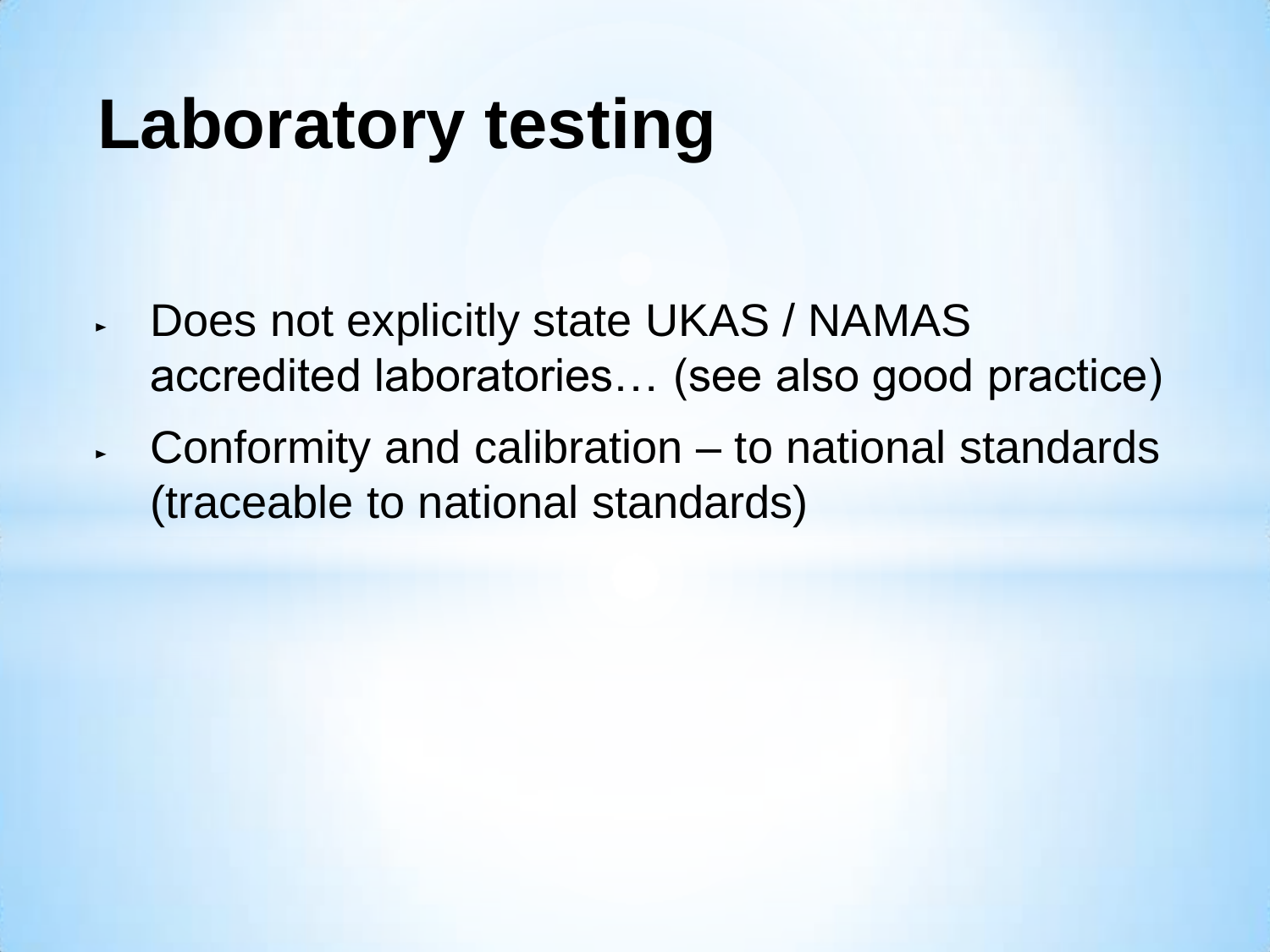# Laboratory testing

- Does not explicitly state UKAS / NAMAS accredited laboratories… (see also good practice)
- Conformity and calibration – to national standards (traceable to national standards)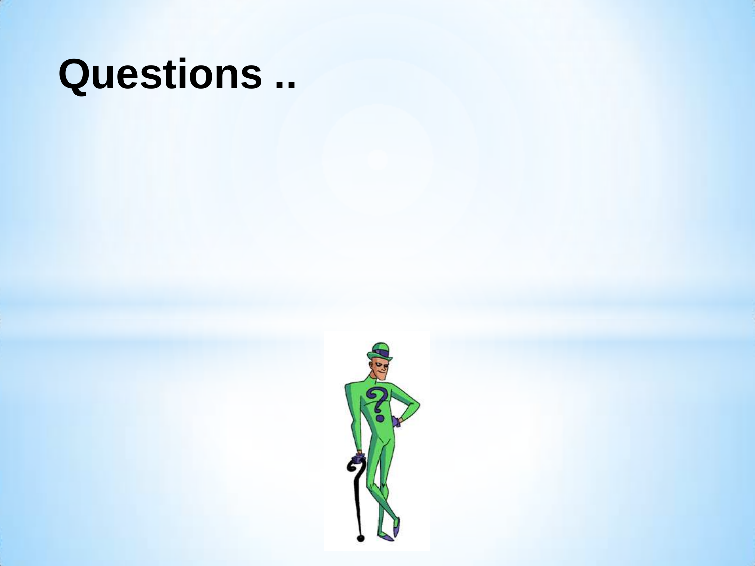# Questions ..